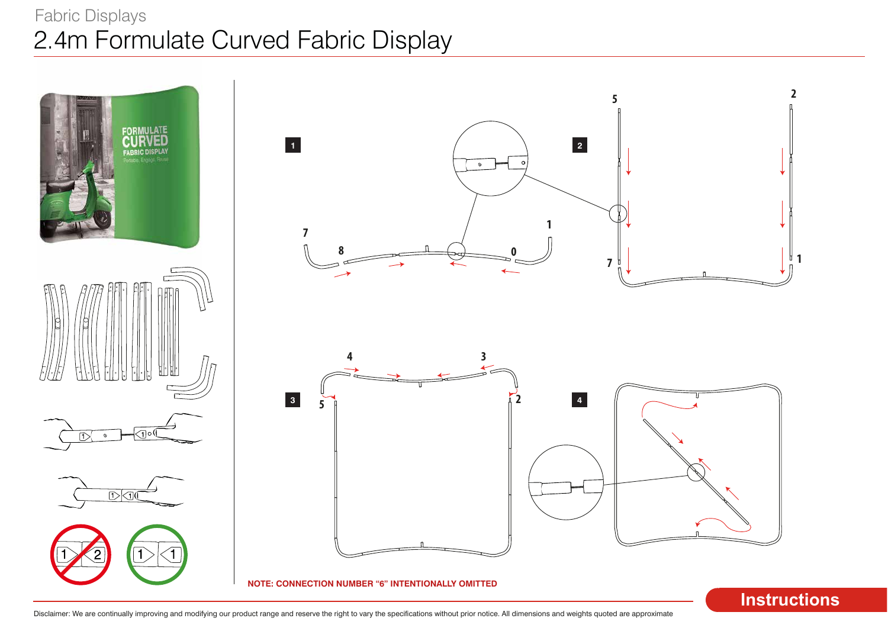Fabric Displays

# 2.4m Formulate Curved Fabric Display

NOTE: CONNECTION NUMBER "6" INTENTIONALLY OMITTED

Instructions

Disclaimer: We are continually improving and modifying our product range and reserve the right to vary the specifications without prior notice. All dimensions and weights quoted are approximate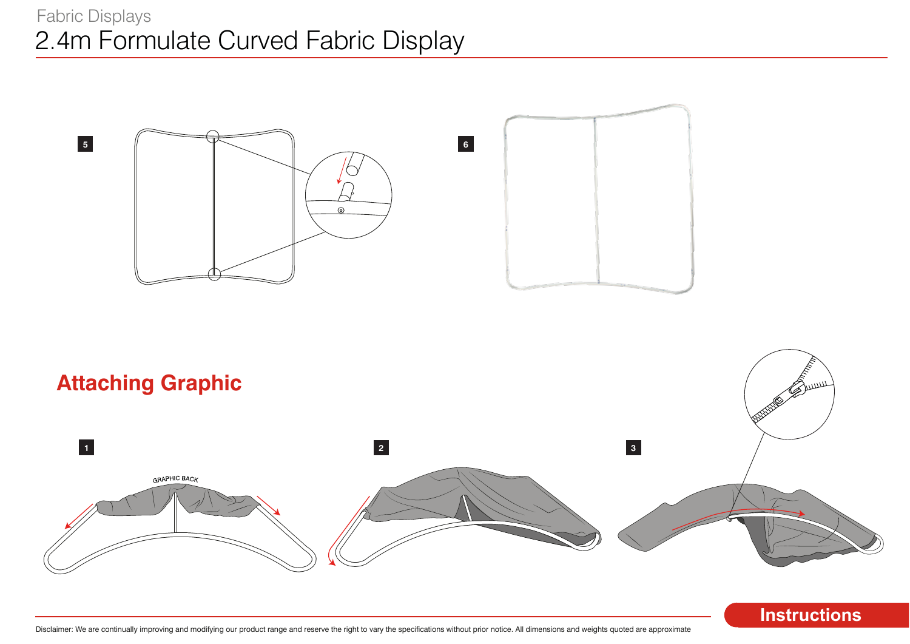Fabric Displays

# 2.4m Formulate Curved Fabric Display

5

6

## Attaching Graphic

1

GRAPHIC BACK

2

3

Instructions

Disclaimer: We are continually improving and modifying our product range and reserve the right to vary the specifications without prior notice. All dimensions and weights quoted are approximate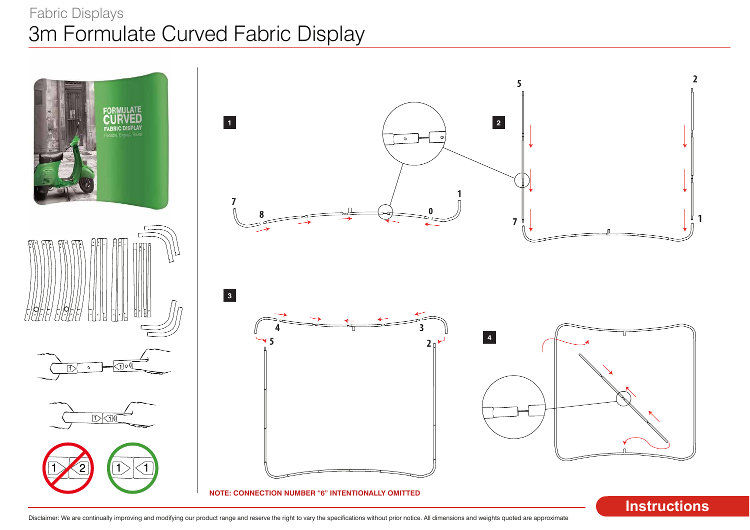Fabric Displays

# 3m Formulate Curved Fabric Display

1

2

3

4

NOTE: CONNECTION NUMBER "6" INTENTIONALLY OMITTED

Instructions

Disclaimer: We are continually improving and modifying our product range and reserve the right to vary the specifications without prior notice. All dimensions and weights quoted are approximate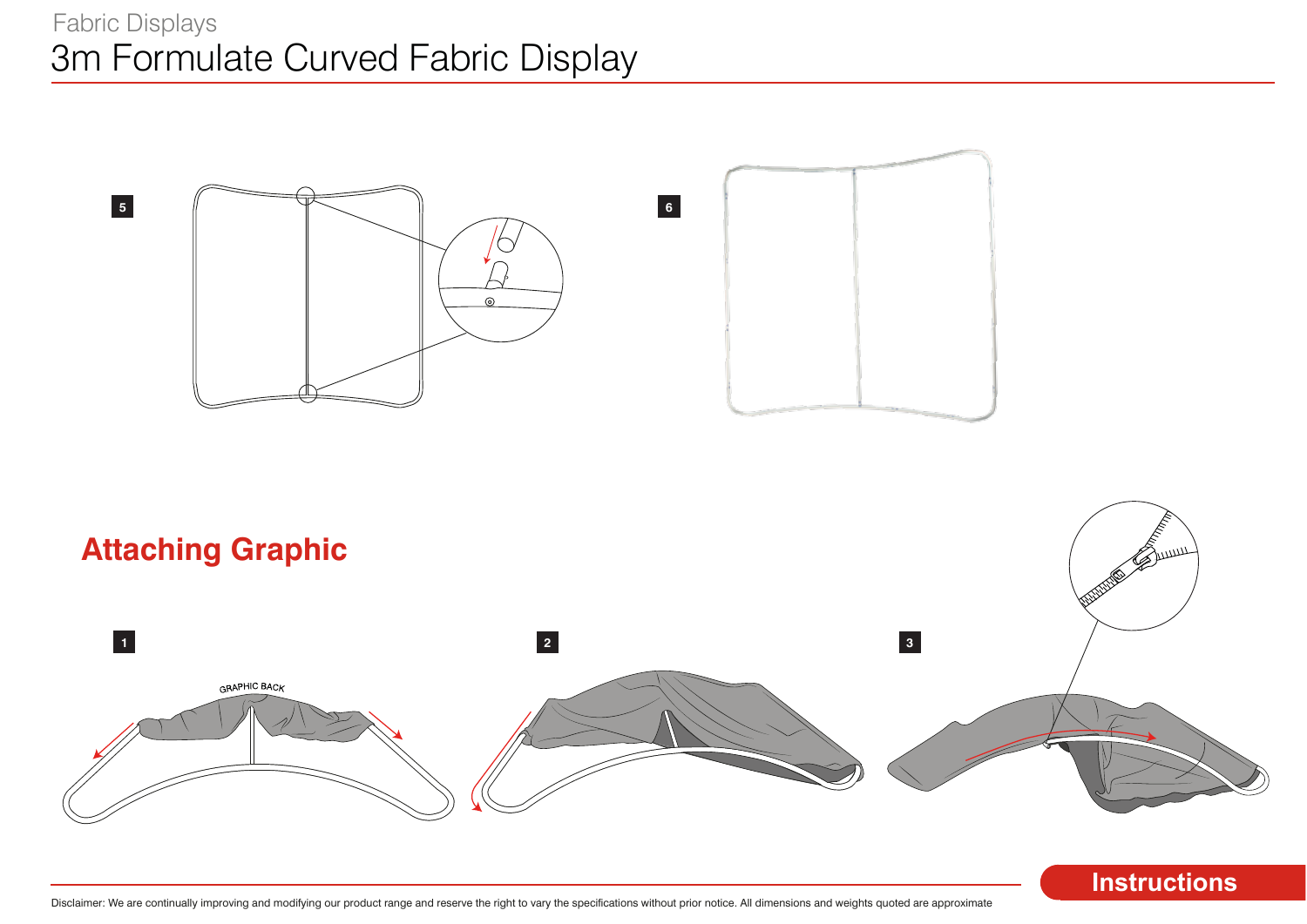Fabric Displays

# 3m Formulate Curved Fabric Display

5

6

## Attaching Graphic

1

GRAPHIC BACK

2

3

Disclaimer: We are continually improving and modifying our product range and reserve the right to vary the specifications without prior notice. All dimensions and weights quoted are approximate

**Instructions**